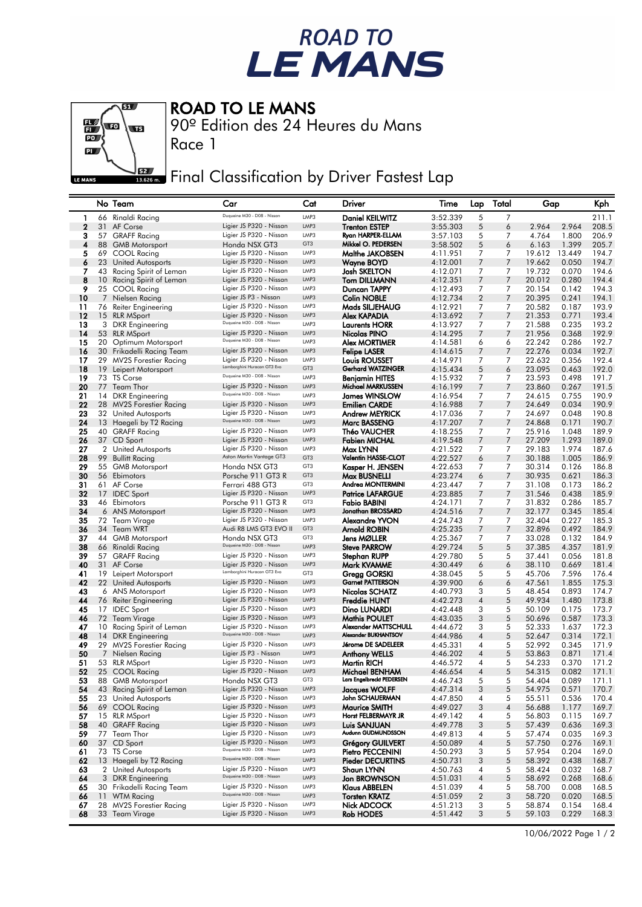# ROAD TO LE MANS

## ROAD TO LE MANS

90º Edition des 24 Heures du Mans

Race 1

## Final Classification by Driver Fastest Lap

| | No | Team | Car | Cat | Driver | Time | Lap | Total | Gap | | Kph |
|---|---|---|---|---|---|---|---|---|---|---|---|
| 1 | 66 | Rinaldi Racing | Duqueine M30 - D08 - Nissan | LMP3 | Daniel KEILWITZ | 3:52.339 | 5 | 7 | | | 211.1 |
| 2 | 31 | AF Corse | Ligier JS P320 - Nissan | LMP3 | Trenton ESTEP | 3:55.303 | 5 | 6 | 2.964 | 2.964 | 208.5 |
| 3 | 57 | GRAFF Racing | Ligier JS P320 - Nissan | LMP3 | Ryan HARPER-ELLAM | 3:57.103 | 5 | 7 | 4.764 | 1.800 | 206.9 |
| 4 | 88 | GMB Motorsport | Honda NSX GT3 | GT3 | Mikkel O. PEDERSEN | 3:58.502 | 5 | 6 | 6.163 | 1.399 | 205.7 |
| 5 | 69 | COOL Racing | Ligier JS P320 - Nissan | LMP3 | Malthe JAKOBSEN | 4:11.951 | 7 | 7 | 19.612 | 13.449 | 194.7 |
| 6 | 23 | United Autosports | Ligier JS P320 - Nissan | LMP3 | Wayne BOYD | 4:12.001 | 7 | 7 | 19.662 | 0.050 | 194.7 |
| 7 | 43 | Racing Spirit of Leman | Ligier JS P320 - Nissan | LMP3 | Josh SKELTON | 4:12.071 | 7 | 7 | 19.732 | 0.070 | 194.6 |
| 8 | 10 | Racing Spirit of Leman | Ligier JS P320 - Nissan | LMP3 | Tom DILLMANN | 4:12.351 | 7 | 7 | 20.012 | 0.280 | 194.4 |
| 9 | 25 | COOL Racing | Ligier JS P320 - Nissan | LMP3 | Duncan TAPPY | 4:12.493 | 7 | 7 | 20.154 | 0.142 | 194.3 |
| 10 | 7 | Nielsen Racing | Ligier JS P3 - Nissan | LMP3 | Colin NOBLE | 4:12.734 | 2 | 7 | 20.395 | 0.241 | 194.1 |
| 11 | 76 | Reiter Engineering | Ligier JS P320 - Nissan | LMP3 | Mads SILJEHAUG | 4:12.921 | 7 | 7 | 20.582 | 0.187 | 193.9 |
| 12 | 15 | RLR MSport | Ligier JS P320 - Nissan | LMP3 | Alex KAPADIA | 4:13.692 | 7 | 7 | 21.353 | 0.771 | 193.4 |
| 13 | 3 | DKR Engineering | Duqueine M30 - D08 - Nissan | LMP3 | Laurents HORR | 4:13.927 | 7 | 7 | 21.588 | 0.235 | 193.2 |
| 14 | 53 | RLR MSport | Ligier JS P320 - Nissan | LMP3 | Nicolas PINO | 4:14.295 | 7 | 7 | 21.956 | 0.368 | 192.9 |
| 15 | 20 | Optimum Motorsport | Duqueine M30 - D08 - Nissan | LMP3 | Alex MORTIMER | 4:14.581 | 6 | 6 | 22.242 | 0.286 | 192.7 |
| 16 | 30 | Frikadelli Racing Team | Ligier JS P320 - Nissan | LMP3 | Felipe LASER | 4:14.615 | 7 | 7 | 22.276 | 0.034 | 192.7 |
| 17 | 29 | MV2S Forestier Racing | Ligier JS P320 - Nissan | LMP3 | Louis ROUSSET | 4:14.971 | 7 | 7 | 22.632 | 0.356 | 192.4 |
| 18 | 19 | Leipert Motorsport | Lamborghini Huracan GT3 Evo | GT3 | Gerhard WATZINGER | 4:15.434 | 5 | 6 | 23.095 | 0.463 | 192.0 |
| 19 | 73 | TS Corse | Duqueine M30 - D08 - Nissan | LMP3 | Benjamin HITES | 4:15.932 | 7 | 7 | 23.593 | 0.498 | 191.7 |
| 20 | 77 | Team Thor | Ligier JS P320 - Nissan | LMP3 | Michael MARKUSSEN | 4:16.199 | 7 | 7 | 23.860 | 0.267 | 191.5 |
| 21 | 14 | DKR Engineering | Duqueine M30 - D08 - Nissan | LMP3 | James WINSLOW | 4:16.954 | 7 | 7 | 24.615 | 0.755 | 190.9 |
| 22 | 28 | MV2S Forestier Racing | Ligier JS P320 - Nissan | LMP3 | Emilien CARDE | 4:16.988 | 7 | 7 | 24.649 | 0.034 | 190.9 |
| 23 | 32 | United Autosports | Ligier JS P320 - Nissan | LMP3 | Andrew MEYRICK | 4:17.036 | 7 | 7 | 24.697 | 0.048 | 190.8 |
| 24 | 13 | Haegeli by T2 Racing | Duqueine M30 - D08 - Nissan | LMP3 | Marc BASSENG | 4:17.207 | 7 | 7 | 24.868 | 0.171 | 190.7 |
| 25 | 40 | GRAFF Racing | Ligier JS P320 - Nissan | LMP3 | Théo VAUCHER | 4:18.255 | 7 | 7 | 25.916 | 1.048 | 189.9 |
| 26 | 37 | CD Sport | Ligier JS P320 - Nissan | LMP3 | Fabien MICHAL | 4:19.548 | 7 | 7 | 27.209 | 1.293 | 189.0 |
| 27 | 2 | United Autosports | Ligier JS P320 - Nissan | LMP3 | Max LYNN | 4:21.522 | 7 | 7 | 29.183 | 1.974 | 187.6 |
| 28 | 99 | Bullitt Racing | Aston Martin Vantage GT3 | GT3 | Valentin HASSE-CLOT | 4:22.527 | 6 | 7 | 30.188 | 1.005 | 186.9 |
| 29 | 55 | GMB Motorsport | Honda NSX GT3 | GT3 | Kasper H. JENSEN | 4:22.653 | 7 | 7 | 30.314 | 0.126 | 186.8 |
| 30 | 56 | Ebimotors | Porsche 911 GT3 R | GT3 | Max BUSNELLI | 4:23.274 | 6 | 7 | 30.935 | 0.621 | 186.3 |
| 31 | 61 | AF Corse | Ferrari 488 GT3 | GT3 | Andrea MONTERMINI | 4:23.447 | 7 | 7 | 31.108 | 0.173 | 186.2 |
| 32 | 17 | IDEC Sport | Ligier JS P320 - Nissan | LMP3 | Patrice LAFARGUE | 4:23.885 | 7 | 7 | 31.546 | 0.438 | 185.9 |
| 33 | 46 | Ebimotors | Porsche 911 GT3 R | GT3 | Fabio BABINI | 4:24.171 | 7 | 7 | 31.832 | 0.286 | 185.7 |
| 34 | 6 | ANS Motorsport | Ligier JS P320 - Nissan | LMP3 | Jonathan BROSSARD | 4:24.516 | 7 | 7 | 32.177 | 0.345 | 185.4 |
| 35 | 72 | Team Virage | Ligier JS P320 - Nissan | LMP3 | Alexandre YVON | 4:24.743 | 7 | 7 | 32.404 | 0.227 | 185.3 |
| 36 | 34 | Team WRT | Audi R8 LMS GT3 EVO II | GT3 | Arnold ROBIN | 4:25.235 | 7 | 7 | 32.896 | 0.492 | 184.9 |
| 37 | 44 | GMB Motorsport | Honda NSX GT3 | GT3 | Jens MØLLER | 4:25.367 | 7 | 7 | 33.028 | 0.132 | 184.9 |
| 38 | 66 | Rinaldi Racing | Duqueine M30 - D08 - Nissan | LMP3 | Steve PARROW | 4:29.724 | 5 | 5 | 37.385 | 4.357 | 181.9 |
| 39 | 57 | GRAFF Racing | Ligier JS P320 - Nissan | LMP3 | Stephan RUPP | 4:29.780 | 5 | 5 | 37.441 | 0.056 | 181.8 |
| 40 | 31 | AF Corse | Ligier JS P320 - Nissan | LMP3 | Mark KVAMME | 4:30.449 | 6 | 6 | 38.110 | 0.669 | 181.4 |
| 41 | 19 | Leipert Motorsport | Lamborghini Huracan GT3 Evo | GT3 | Gregg GORSKI | 4:38.045 | 5 | 5 | 45.706 | 7.596 | 176.4 |
| 42 | 22 | United Autosports | Ligier JS P320 - Nissan | LMP3 | Garnet PATTERSON | 4:39.900 | 6 | 6 | 47.561 | 1.855 | 175.3 |
| 43 | 6 | ANS Motorsport | Ligier JS P320 - Nissan | LMP3 | Nicolas SCHATZ | 4:40.793 | 3 | 5 | 48.454 | 0.893 | 174.7 |
| 44 | 76 | Reiter Engineering | Ligier JS P320 - Nissan | LMP3 | Freddie HUNT | 4:42.273 | 4 | 5 | 49.934 | 1.480 | 173.8 |
| 45 | 17 | IDEC Sport | Ligier JS P320 - Nissan | LMP3 | Dino LUNARDI | 4:42.448 | 3 | 5 | 50.109 | 0.175 | 173.7 |
| 46 | 72 | Team Virage | Ligier JS P320 - Nissan | LMP3 | Mathis POULET | 4:43.035 | 3 | 5 | 50.696 | 0.587 | 173.3 |
| 47 | 10 | Racing Spirit of Leman | Ligier JS P320 - Nissan | LMP3 | Alexander MATTSCHULL | 4:44.672 | 3 | 5 | 52.333 | 1.637 | 172.3 |
| 48 | 14 | DKR Engineering | Duqueine M30 - D08 - Nissan | LMP3 | Alexander BUKHANTSOV | 4:44.986 | 4 | 5 | 52.647 | 0.314 | 172.1 |
| 49 | 29 | MV2S Forestier Racing | Ligier JS P320 - Nissan | LMP3 | Jérome DE SADELEER | 4:45.331 | 4 | 5 | 52.992 | 0.345 | 171.9 |
| 50 | 7 | Nielsen Racing | Ligier JS P3 - Nissan | LMP3 | Anthony WELLS | 4:46.202 | 4 | 5 | 53.863 | 0.871 | 171.4 |
| 51 | 53 | RLR MSport | Ligier JS P320 - Nissan | LMP3 | Martin RICH | 4:46.572 | 4 | 5 | 54.233 | 0.370 | 171.2 |
| 52 | 25 | COOL Racing | Ligier JS P320 - Nissan | LMP3 | Michael BENHAM | 4:46.654 | 4 | 5 | 54.315 | 0.082 | 171.1 |
| 53 | 88 | GMB Motorsport | Honda NSX GT3 | GT3 | Lars Engelbrecht PEDERSEN | 4:46.743 | 5 | 5 | 54.404 | 0.089 | 171.1 |
| 54 | 43 | Racing Spirit of Leman | Ligier JS P320 - Nissan | LMP3 | Jacques WOLFF | 4:47.314 | 3 | 5 | 54.975 | 0.571 | 170.7 |
| 55 | 23 | United Autosports | Ligier JS P320 - Nissan | LMP3 | John SCHAUERMAN | 4:47.850 | 4 | 5 | 55.511 | 0.536 | 170.4 |
| 56 | 69 | COOL Racing | Ligier JS P320 - Nissan | LMP3 | Maurice SMITH | 4:49.027 | 3 | 4 | 56.688 | 1.177 | 169.7 |
| 57 | 15 | RLR MSport | Ligier JS P320 - Nissan | LMP3 | Horst FELBERMAYR JR | 4:49.142 | 4 | 5 | 56.803 | 0.115 | 169.7 |
| 58 | 40 | GRAFF Racing | Ligier JS P320 - Nissan | LMP3 | Luis SANJUAN | 4:49.778 | 3 | 5 | 57.439 | 0.636 | 169.3 |
| 59 | 77 | Team Thor | Ligier JS P320 - Nissan | LMP3 | Audunn GUDMUNDSSON | 4:49.813 | 4 | 5 | 57.474 | 0.035 | 169.3 |
| 60 | 37 | CD Sport | Ligier JS P320 - Nissan | LMP3 | Grégory GUILVERT | 4:50.089 | 4 | 5 | 57.750 | 0.276 | 169.1 |
| 61 | 73 | TS Corse | Duqueine M30 - D08 - Nissan | LMP3 | Pietro PECCENINI | 4:50.293 | 3 | 5 | 57.954 | 0.204 | 169.0 |
| 62 | 13 | Haegeli by T2 Racing | Duqueine M30 - D08 - Nissan | LMP3 | Pieder DECURTINS | 4:50.731 | 3 | 5 | 58.392 | 0.438 | 168.7 |
| 63 | 2 | United Autosports | Ligier JS P320 - Nissan | LMP3 | Shaun LYNN | 4:50.763 | 4 | 5 | 58.424 | 0.032 | 168.7 |
| 64 | 3 | DKR Engineering | Duqueine M30 - D08 - Nissan | LMP3 | Jon BROWNSON | 4:51.031 | 4 | 5 | 58.692 | 0.268 | 168.6 |
| 65 | 30 | Frikadelli Racing Team | Ligier JS P320 - Nissan | LMP3 | Klaus ABBELEN | 4:51.039 | 4 | 5 | 58.700 | 0.008 | 168.5 |
| 66 | 11 | WTM Racing | Duqueine M30 - D08 - Nissan | LMP3 | Torsten KRATZ | 4:51.059 | 2 | 3 | 58.720 | 0.020 | 168.5 |
| 67 | 28 | MV2S Forestier Racing | Ligier JS P320 - Nissan | LMP3 | Nick ADCOCK | 4:51.213 | 3 | 5 | 58.874 | 0.154 | 168.4 |
| 68 | 33 | Team Virage | Ligier JS P320 - Nissan | LMP3 | Rob HODES | 4:51.442 | 3 | 5 | 59.103 | 0.229 | 168.3 |

10/06/2022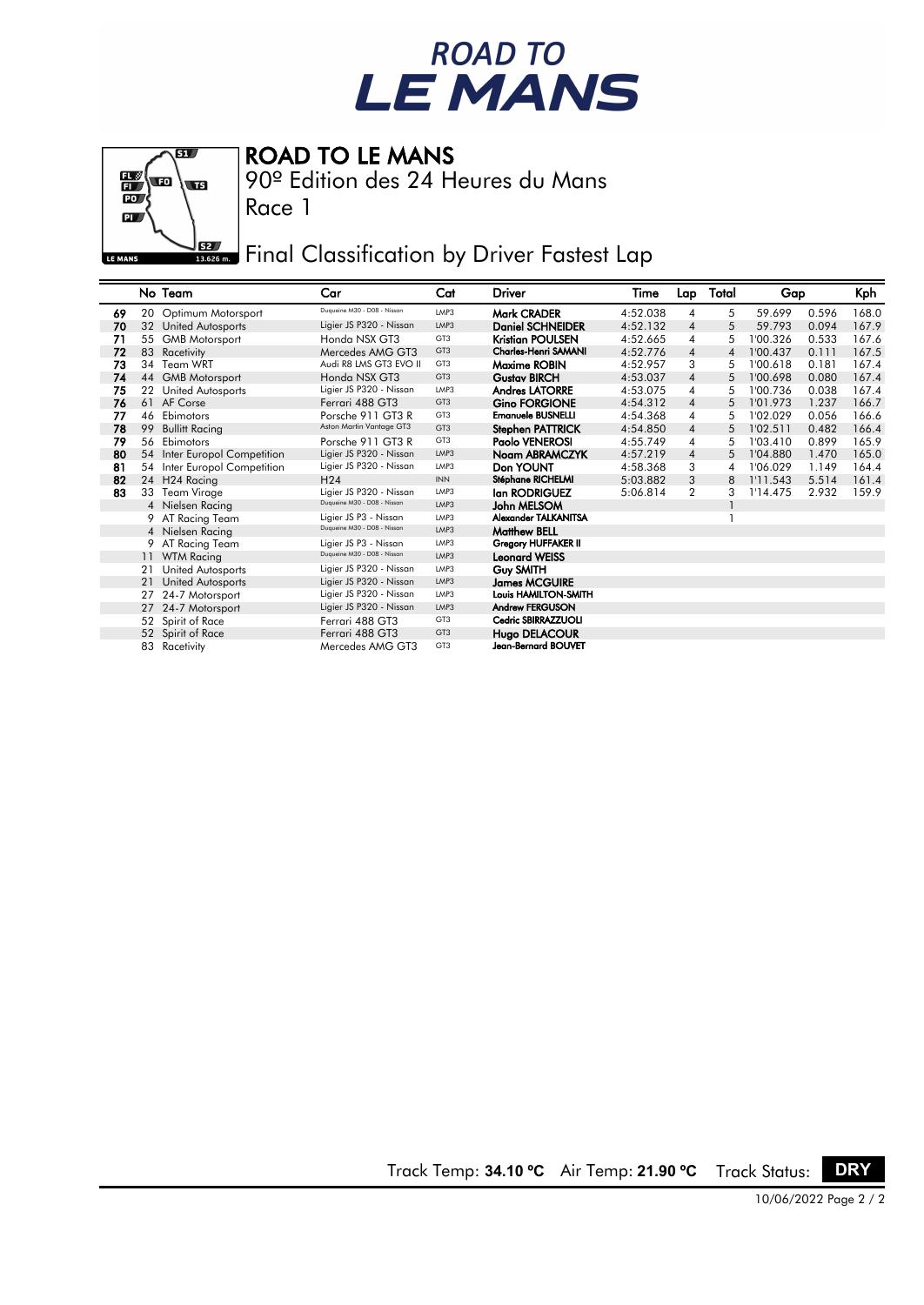# ROAD TO LE MANS

## ROAD TO LE MANS

90º Edition des 24 Heures du Mans

Race 1

### Final Classification by Driver Fastest Lap

| | No | Team | Car | Cat | Driver | Time | Lap | Total | Gap | | Kph |
|---|---|---|---|---|---|---|---|---|---|---|---|
| 69 | 20 | Optimum Motorsport | Duqueine M30 - D08 - Nissan | LMP3 | Mark CRADER | 4:52.038 | 4 | 5 | 59.699 | 0.596 | 168.0 |
| 70 | 32 | United Autosports | Ligier JS P320 - Nissan | LMP3 | Daniel SCHNEIDER | 4:52.132 | 4 | 5 | 59.793 | 0.094 | 167.9 |
| 71 | 55 | GMB Motorsport | Honda NSX GT3 | GT3 | Kristian POULSEN | 4:52.665 | 4 | 5 | 1'00.326 | 0.533 | 167.6 |
| 72 | 83 | Racetivity | Mercedes AMG GT3 | GT3 | Charles-Henri SAMANI | 4:52.776 | 4 | 4 | 1'00.437 | 0.111 | 167.5 |
| 73 | 34 | Team WRT | Audi R8 LMS GT3 EVO II | GT3 | Maxime ROBIN | 4:52.957 | 3 | 5 | 1'00.618 | 0.181 | 167.4 |
| 74 | 44 | GMB Motorsport | Honda NSX GT3 | GT3 | Gustav BIRCH | 4:53.037 | 4 | 5 | 1'00.698 | 0.080 | 167.4 |
| 75 | 22 | United Autosports | Ligier JS P320 - Nissan | LMP3 | Andres LATORRE | 4:53.075 | 4 | 5 | 1'00.736 | 0.038 | 167.4 |
| 76 | 61 | AF Corse | Ferrari 488 GT3 | GT3 | Gino FORGIONE | 4:54.312 | 4 | 5 | 1'01.973 | 1.237 | 166.7 |
| 77 | 46 | Ebimotors | Porsche 911 GT3 R | GT3 | Emanuele BUSNELLI | 4:54.368 | 4 | 5 | 1'02.029 | 0.056 | 166.6 |
| 78 | 99 | Bullitt Racing | Aston Martin Vantage GT3 | GT3 | Stephen PATTRICK | 4:54.850 | 4 | 5 | 1'02.511 | 0.482 | 166.4 |
| 79 | 56 | Ebimotors | Porsche 911 GT3 R | GT3 | Paolo VENEROSI | 4:55.749 | 4 | 5 | 1'03.410 | 0.899 | 165.9 |
| 80 | 54 | Inter Europol Competition | Ligier JS P320 - Nissan | LMP3 | Noam ABRAMCZYK | 4:57.219 | 4 | 5 | 1'04.880 | 1.470 | 165.0 |
| 81 | 54 | Inter Europol Competition | Ligier JS P320 - Nissan | LMP3 | Don YOUNT | 4:58.368 | 3 | 4 | 1'06.029 | 1.149 | 164.4 |
| 82 | 24 | H24 Racing | H24 | INN | Stéphane RICHELMI | 5:03.882 | 3 | 8 | 1'11.543 | 5.514 | 161.4 |
| 83 | 33 | Team Virage | Ligier JS P320 - Nissan | LMP3 | Ian RODRIGUEZ | 5:06.814 | 2 | 3 | 1'14.475 | 2.932 | 159.9 |
| | 4 | Nielsen Racing | Duqueine M30 - D08 - Nissan | LMP3 | John MELSOM | | | 1 | | | |
| | 9 | AT Racing Team | Ligier JS P3 - Nissan | LMP3 | Alexander TALKANITSA | | | 1 | | | |
| | 4 | Nielsen Racing | Duqueine M30 - D08 - Nissan | LMP3 | Matthew BELL | | | | | | |
| | 9 | AT Racing Team | Ligier JS P3 - Nissan | LMP3 | Gregory HUFFAKER II | | | | | | |
| | 11 | WTM Racing | Duqueine M30 - D08 - Nissan | LMP3 | Leonard WEISS | | | | | | |
| | 21 | United Autosports | Ligier JS P320 - Nissan | LMP3 | Guy SMITH | | | | | | |
| | 21 | United Autosports | Ligier JS P320 - Nissan | LMP3 | James MCGUIRE | | | | | | |
| | 27 | 24-7 Motorsport | Ligier JS P320 - Nissan | LMP3 | Louis HAMILTON-SMITH | | | | | | |
| | 27 | 24-7 Motorsport | Ligier JS P320 - Nissan | LMP3 | Andrew FERGUSON | | | | | | |
| | 52 | Spirit of Race | Ferrari 488 GT3 | GT3 | Cedric SBIRRAZZUOLI | | | | | | |
| | 52 | Spirit of Race | Ferrari 488 GT3 | GT3 | Hugo DELACOUR | | | | | | |
| | 83 | Racetivity | Mercedes AMG GT3 | GT3 | Jean-Bernard BOUVET | | | | | | |

Track Temp: **34.10 ºC** Air Temp: **21.90 ºC** Track Status: **DRY**

10/06/2022